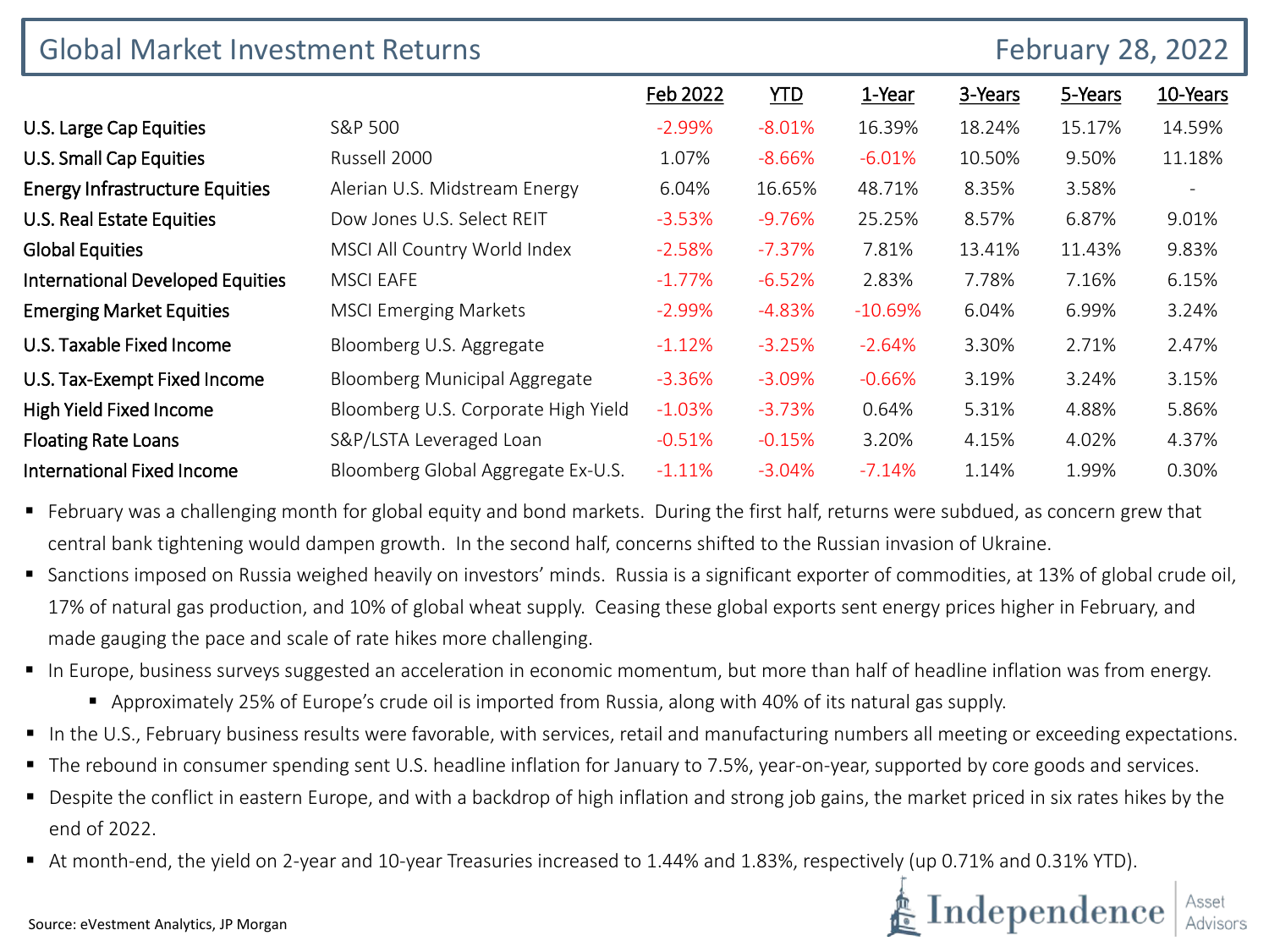# Global Market Investment Returns

February 28, 2022

| | | Feb 2022 | YTD | 1-Year | 3-Years | 5-Years | 10-Years |
|---|---|---|---|---|---|---|---|
| U.S. Large Cap Equities | S&P 500 | -2.99% | -8.01% | 16.39% | 18.24% | 15.17% | 14.59% |
| U.S. Small Cap Equities | Russell 2000 | 1.07% | -8.66% | -6.01% | 10.50% | 9.50% | 11.18% |
| Energy Infrastructure Equities | Alerian U.S. Midstream Energy | 6.04% | 16.65% | 48.71% | 8.35% | 3.58% | - |
| U.S. Real Estate Equities | Dow Jones U.S. Select REIT | -3.53% | -9.76% | 25.25% | 8.57% | 6.87% | 9.01% |
| Global Equities | MSCI All Country World Index | -2.58% | -7.37% | 7.81% | 13.41% | 11.43% | 9.83% |
| International Developed Equities | MSCI EAFE | -1.77% | -6.52% | 2.83% | 7.78% | 7.16% | 6.15% |
| Emerging Market Equities | MSCI Emerging Markets | -2.99% | -4.83% | -10.69% | 6.04% | 6.99% | 3.24% |
| U.S. Taxable Fixed Income | Bloomberg U.S. Aggregate | -1.12% | -3.25% | -2.64% | 3.30% | 2.71% | 2.47% |
| U.S. Tax-Exempt Fixed Income | Bloomberg Municipal Aggregate | -3.36% | -3.09% | -0.66% | 3.19% | 3.24% | 3.15% |
| High Yield Fixed Income | Bloomberg U.S. Corporate High Yield | -1.03% | -3.73% | 0.64% | 5.31% | 4.88% | 5.86% |
| Floating Rate Loans | S&P/LSTA Leveraged Loan | -0.51% | -0.15% | 3.20% | 4.15% | 4.02% | 4.37% |
| International Fixed Income | Bloomberg Global Aggregate Ex-U.S. | -1.11% | -3.04% | -7.14% | 1.14% | 1.99% | 0.30% |

- February was a challenging month for global equity and bond markets. During the first half, returns were subdued, as concern grew that central bank tightening would dampen growth. In the second half, concerns shifted to the Russian invasion of Ukraine.
- Sanctions imposed on Russia weighed heavily on investors' minds. Russia is a significant exporter of commodities, at 13% of global crude oil, 17% of natural gas production, and 10% of global wheat supply. Ceasing these global exports sent energy prices higher in February, and made gauging the pace and scale of rate hikes more challenging.
- In Europe, business surveys suggested an acceleration in economic momentum, but more than half of headline inflation was from energy.
  - Approximately 25% of Europe's crude oil is imported from Russia, along with 40% of its natural gas supply.
- In the U.S., February business results were favorable, with services, retail and manufacturing numbers all meeting or exceeding expectations.
- The rebound in consumer spending sent U.S. headline inflation for January to 7.5%, year-on-year, supported by core goods and services.
- Despite the conflict in eastern Europe, and with a backdrop of high inflation and strong job gains, the market priced in six rates hikes by the end of 2022.
- At month-end, the yield on 2-year and 10-year Treasuries increased to 1.44% and 1.83%, respectively (up 0.71% and 0.31% YTD).

Source: eVestment Analytics, JP Morgan

Independence Asset Advisors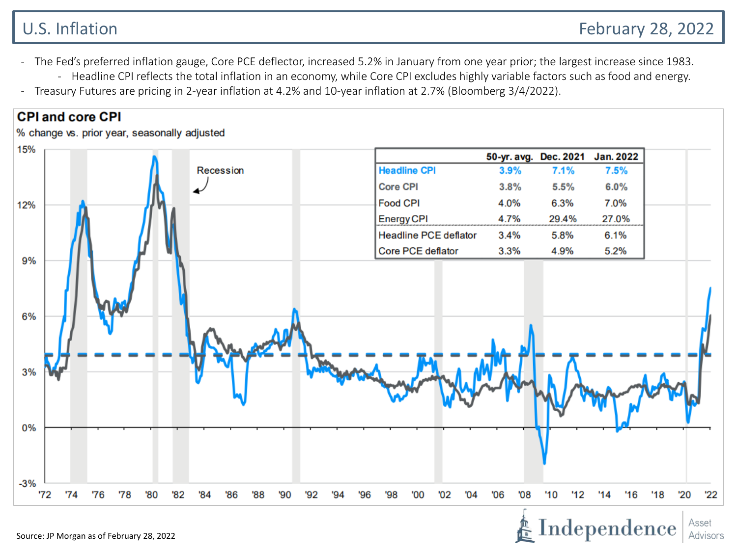# U.S. Inflation

February 28, 2022

- The Fed's preferred inflation gauge, Core PCE deflector, increased 5.2% in January from one year prior; the largest increase since 1983.
  - Headline CPI reflects the total inflation in an economy, while Core CPI excludes highly variable factors such as food and energy.
- Treasury Futures are pricing in 2-year inflation at 4.2% and 10-year inflation at 2.7% (Bloomberg 3/4/2022).

**CPI and core CPI**

% change vs. prior year, seasonally adjusted

| | 50-yr. avg. | Dec. 2021 | Jan. 2022 |
|---|---|---|---|
| Headline CPI | 3.9% | 7.1% | 7.5% |
| Core CPI | 3.8% | 5.5% | 6.0% |
| Food CPI | 4.0% | 6.3% | 7.0% |
| Energy CPI | 4.7% | 29.4% | 27.0% |
| Headline PCE deflator | 3.4% | 5.8% | 6.1% |
| Core PCE deflator | 3.3% | 4.9% | 5.2% |

Source: JP Morgan as of February 28, 2022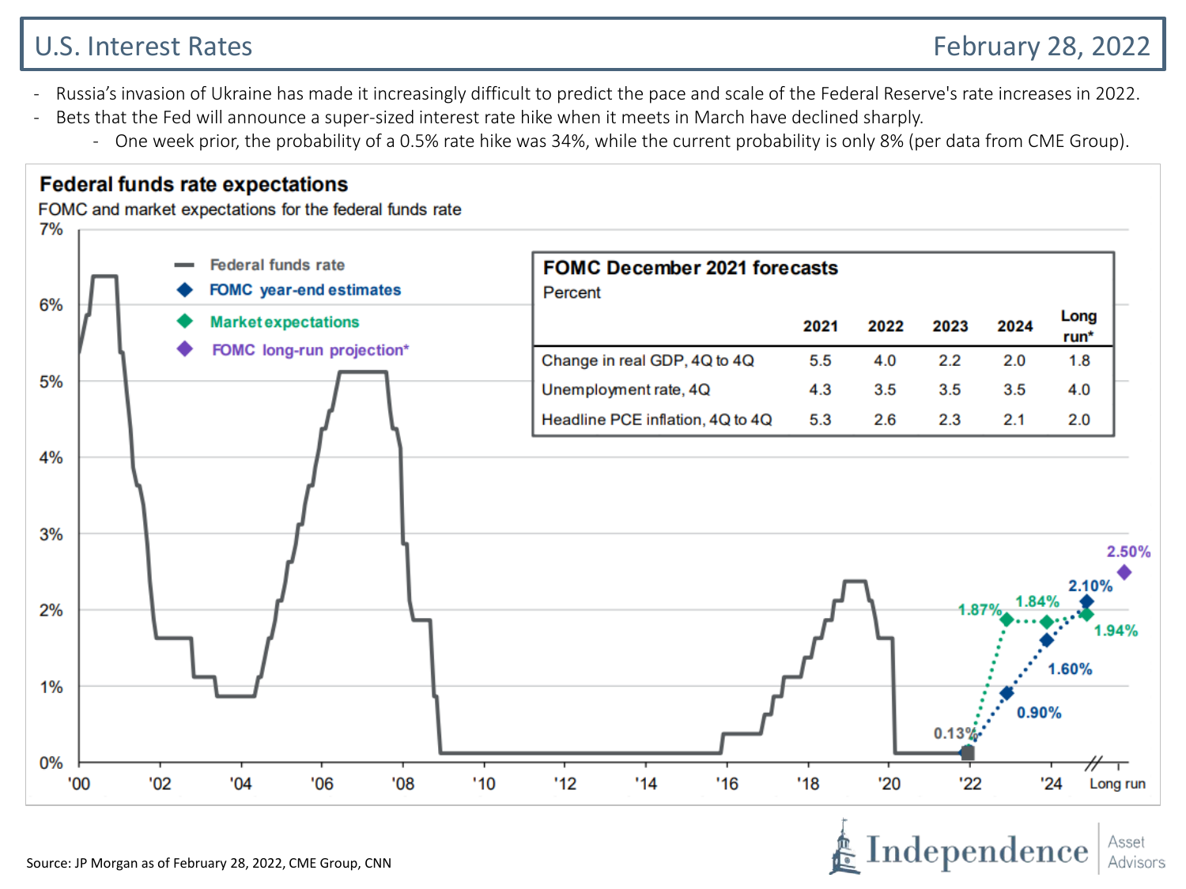# U.S. Interest Rates

February 28, 2022

- Russia's invasion of Ukraine has made it increasingly difficult to predict the pace and scale of the Federal Reserve's rate increases in 2022.
- Bets that the Fed will announce a super-sized interest rate hike when it meets in March have declined sharply.
  - One week prior, the probability of a 0.5% rate hike was 34%, while the current probability is only 8% (per data from CME Group).

## Federal funds rate expectations

FOMC and market expectations for the federal funds rate

- Federal funds rate
- FOMC year-end estimates
- Market expectations
- FOMC long-run projection*

0.13%, 1.87%, 1.84%, 1.94%, 0.90%, 1.60%, 2.10%, 2.50%

**FOMC December 2021 forecasts**

Percent

| | 2021 | 2022 | 2023 | 2024 | Long run* |
|---|---|---|---|---|---|
| Change in real GDP, 4Q to 4Q | 5.5 | 4.0 | 2.2 | 2.0 | 1.8 |
| Unemployment rate, 4Q | 4.3 | 3.5 | 3.5 | 3.5 | 4.0 |
| Headline PCE inflation, 4Q to 4Q | 5.3 | 2.6 | 2.3 | 2.1 | 2.0 |

Source: JP Morgan as of February 28, 2022, CME Group, CNN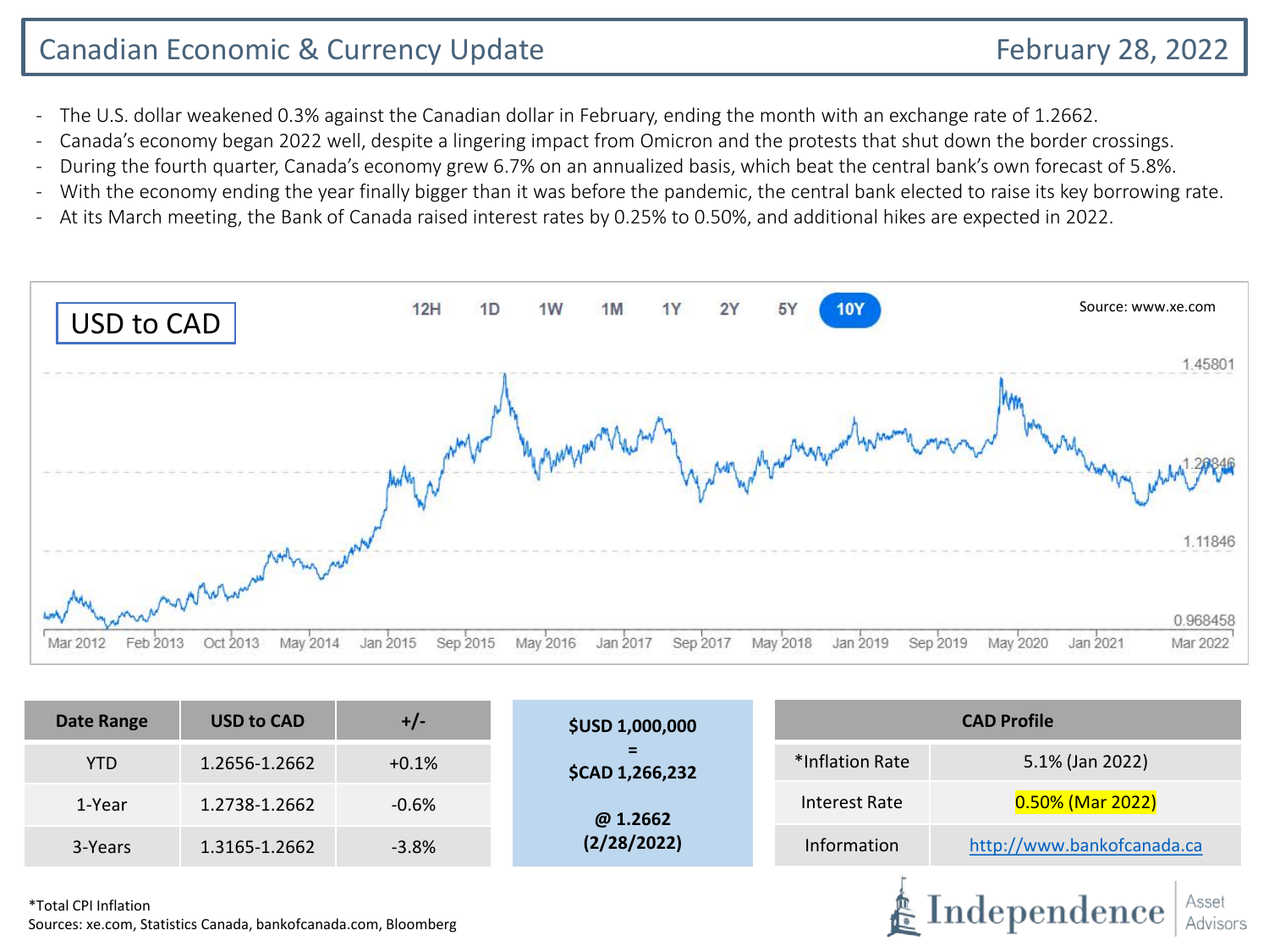# Canadian Economic & Currency Update

February 28, 2022

- The U.S. dollar weakened 0.3% against the Canadian dollar in February, ending the month with an exchange rate of 1.2662.
- Canada's economy began 2022 well, despite a lingering impact from Omicron and the protests that shut down the border crossings.
- During the fourth quarter, Canada's economy grew 6.7% on an annualized basis, which beat the central bank's own forecast of 5.8%.
- With the economy ending the year finally bigger than it was before the pandemic, the central bank elected to raise its key borrowing rate.
- At its March meeting, the Bank of Canada raised interest rates by 0.25% to 0.50%, and additional hikes are expected in 2022.

## USD to CAD

Source: www.xe.com

| Date Range | USD to CAD | +/- |
| --- | --- | --- |
| YTD | 1.2656-1.2662 | +0.1% |
| 1-Year | 1.2738-1.2662 | -0.6% |
| 3-Years | 1.3165-1.2662 | -3.8% |

**$USD 1,000,000**
**=**
**$CAD 1,266,232**

**@ 1.2662**
**(2/28/2022)**

| CAD Profile | |
| --- | --- |
| *Inflation Rate | 5.1% (Jan 2022) |
| Interest Rate | 0.50% (Mar 2022) |
| Information | http://www.bankofcanada.ca |

*Total CPI Inflation

Sources: xe.com, Statistics Canada, bankofcanada.com, Bloomberg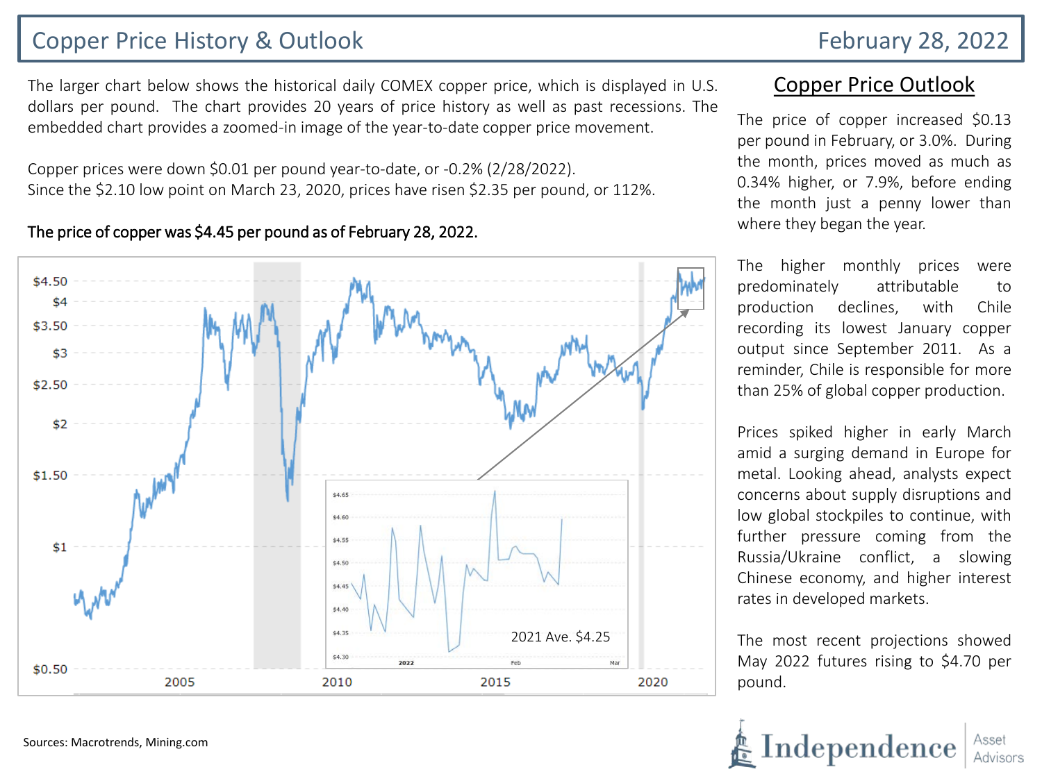# Copper Price History & Outlook

February 28, 2022

The larger chart below shows the historical daily COMEX copper price, which is displayed in U.S. dollars per pound. The chart provides 20 years of price history as well as past recessions. The embedded chart provides a zoomed-in image of the year-to-date copper price movement.

Copper prices were down $0.01 per pound year-to-date, or -0.2% (2/28/2022).
Since the $2.10 low point on March 23, 2020, prices have risen $2.35 per pound, or 112%.

**The price of copper was $4.45 per pound as of February 28, 2022.**

2021 Ave. $4.25

## Copper Price Outlook

The price of copper increased $0.13 per pound in February, or 3.0%. During the month, prices moved as much as 0.34% higher, or 7.9%, before ending the month just a penny lower than where they began the year.

The higher monthly prices were predominately attributable to production declines, with Chile recording its lowest January copper output since September 2011. As a reminder, Chile is responsible for more than 25% of global copper production.

Prices spiked higher in early March amid a surging demand in Europe for metal. Looking ahead, analysts expect concerns about supply disruptions and low global stockpiles to continue, with further pressure coming from the Russia/Ukraine conflict, a slowing Chinese economy, and higher interest rates in developed markets.

The most recent projections showed May 2022 futures rising to $4.70 per pound.

Sources: Macrotrends, Mining.com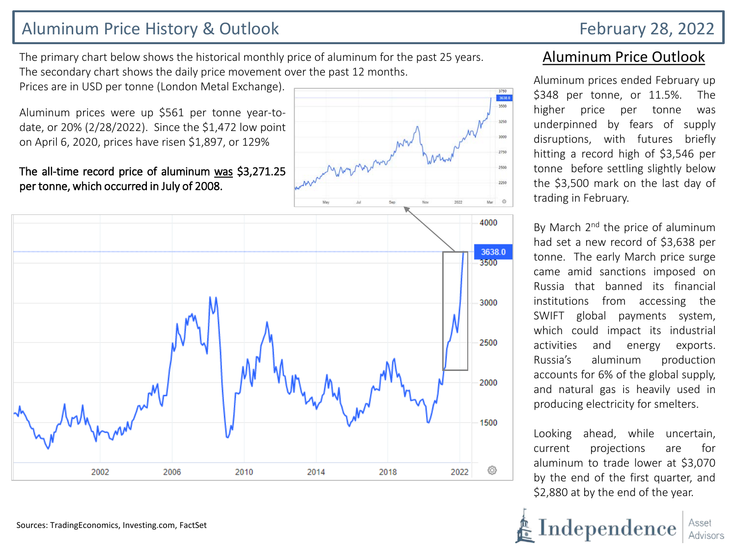# Aluminum Price History & Outlook

February 28, 2022

The primary chart below shows the historical monthly price of aluminum for the past 25 years. The secondary chart shows the daily price movement over the past 12 months. Prices are in USD per tonne (London Metal Exchange).

Aluminum prices were up $561 per tonne year-to-date, or 20% (2/28/2022). Since the $1,472 low point on April 6, 2020, prices have risen $1,897, or 129%

**The all-time record price of aluminum was $3,271.25 per tonne, which occurred in July of 2008.**

## Aluminum Price Outlook

Aluminum prices ended February up $348 per tonne, or 11.5%. The higher price per tonne was underpinned by fears of supply disruptions, with futures briefly hitting a record high of $3,546 per tonne before settling slightly below the $3,500 mark on the last day of trading in February.

By March 2nd the price of aluminum had set a new record of $3,638 per tonne. The early March price surge came amid sanctions imposed on Russia that banned its financial institutions from accessing the SWIFT global payments system, which could impact its industrial activities and energy exports. Russia's aluminum production accounts for 6% of the global supply, and natural gas is heavily used in producing electricity for smelters.

Looking ahead, while uncertain, current projections are for aluminum to trade lower at $3,070 by the end of the first quarter, and $2,880 at by the end of the year.

Sources: TradingEconomics, Investing.com, FactSet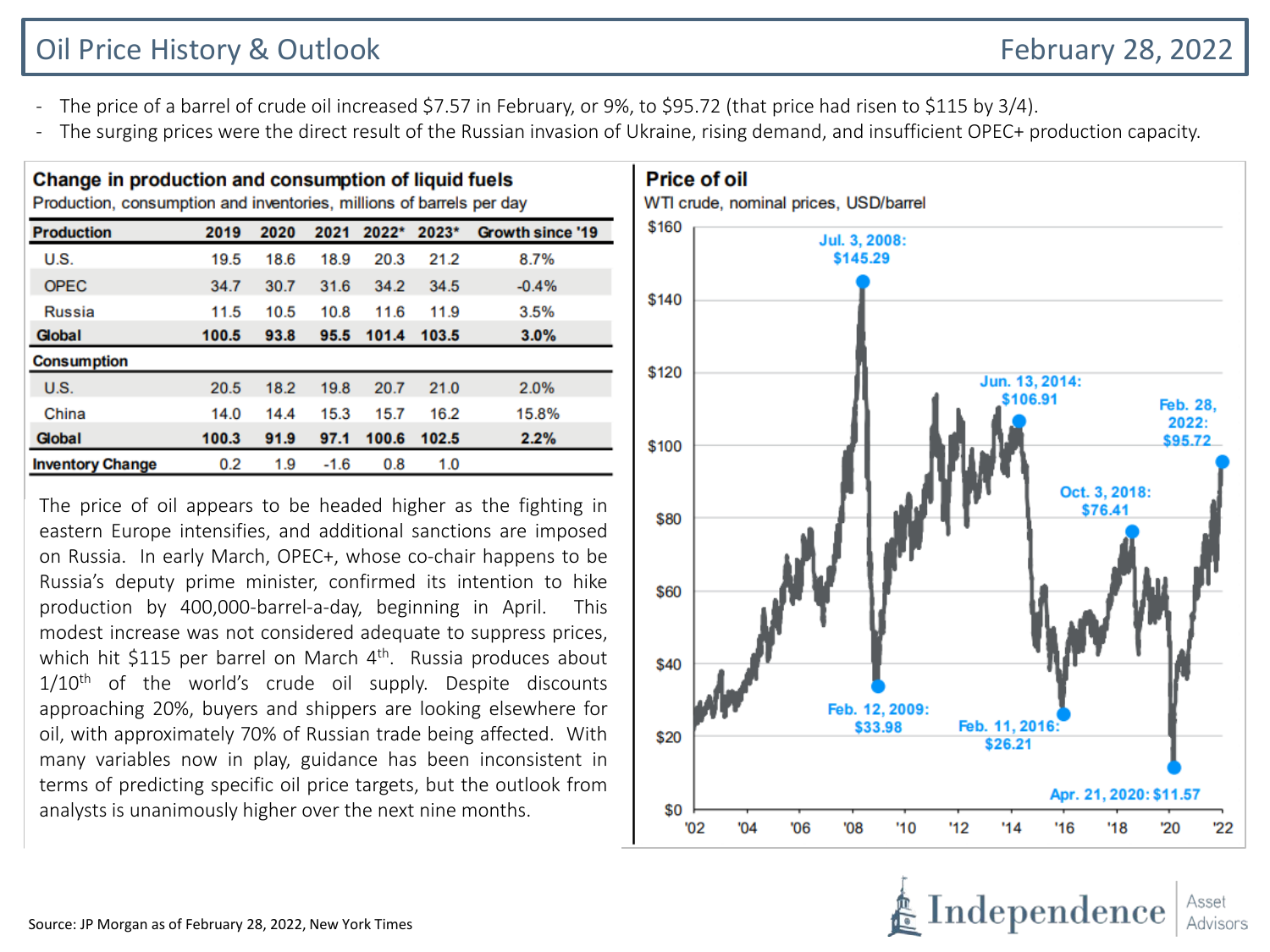# Oil Price History & Outlook

February 28, 2022

- The price of a barrel of crude oil increased $7.57 in February, or 9%, to $95.72 (that price had risen to $115 by 3/4).
- The surging prices were the direct result of the Russian invasion of Ukraine, rising demand, and insufficient OPEC+ production capacity.

**Change in production and consumption of liquid fuels**

Production, consumption and inventories, millions of barrels per day

| Production | 2019 | 2020 | 2021 | 2022* | 2023* | Growth since '19 |
|---|---|---|---|---|---|---|
| U.S. | 19.5 | 18.6 | 18.9 | 20.3 | 21.2 | 8.7% |
| OPEC | 34.7 | 30.7 | 31.6 | 34.2 | 34.5 | -0.4% |
| Russia | 11.5 | 10.5 | 10.8 | 11.6 | 11.9 | 3.5% |
| **Global** | **100.5** | **93.8** | **95.5** | **101.4** | **103.5** | **3.0%** |
| **Consumption** | | | | | | |
| U.S. | 20.5 | 18.2 | 19.8 | 20.7 | 21.0 | 2.0% |
| China | 14.0 | 14.4 | 15.3 | 15.7 | 16.2 | 15.8% |
| **Global** | **100.3** | **91.9** | **97.1** | **100.6** | **102.5** | **2.2%** |
| **Inventory Change** | 0.2 | 1.9 | -1.6 | 0.8 | 1.0 | |

The price of oil appears to be headed higher as the fighting in eastern Europe intensifies, and additional sanctions are imposed on Russia. In early March, OPEC+, whose co-chair happens to be Russia's deputy prime minister, confirmed its intention to hike production by 400,000-barrel-a-day, beginning in April. This modest increase was not considered adequate to suppress prices, which hit $115 per barrel on March 4th. Russia produces about 1/10th of the world's crude oil supply. Despite discounts approaching 20%, buyers and shippers are looking elsewhere for oil, with approximately 70% of Russian trade being affected. With many variables now in play, guidance has been inconsistent in terms of predicting specific oil price targets, but the outlook from analysts is unanimously higher over the next nine months.

**Price of oil**

WTI crude, nominal prices, USD/barrel

$160
$140
$120
$100
$80
$60
$40
$20
$0

'02 '04 '06 '08 '10 '12 '14 '16 '18 '20 '22

Jul. 3, 2008: $145.29

Feb. 12, 2009: $33.98

Jun. 13, 2014: $106.91

Feb. 11, 2016: $26.21

Oct. 3, 2018: $76.41

Apr. 21, 2020: $11.57

Feb. 28, 2022: $95.72

Source: JP Morgan as of February 28, 2022, New York Times

Independence Asset Advisors